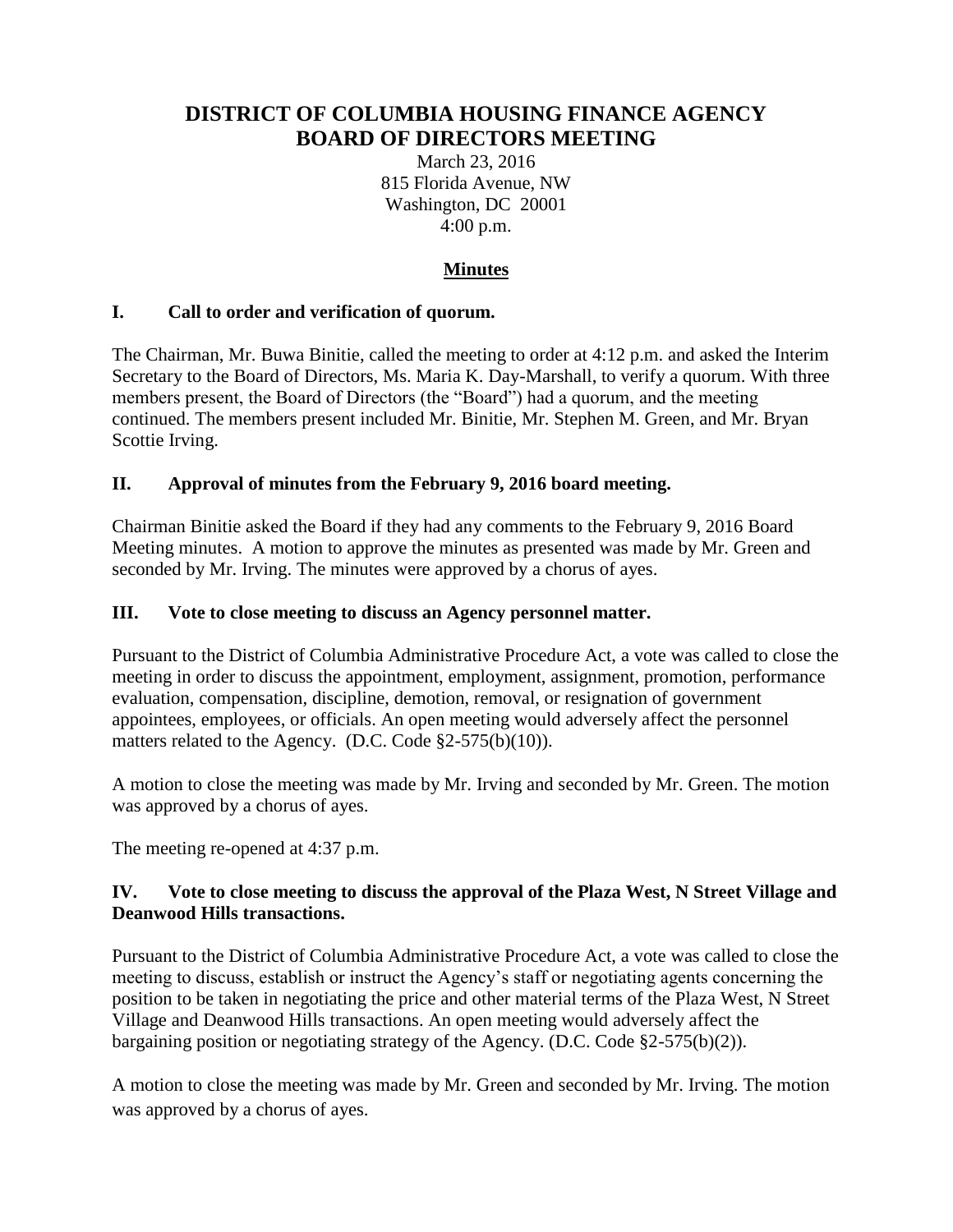# DISTRICT OF COLUMBIA HOUSING FINANCE AGENCY BOARD OF DIRECTORS MEETING

March 23, 2016
815 Florida Avenue, NW
Washington, DC 20001
4:00 p.m.

## Minutes

### I. Call to order and verification of quorum.

The Chairman, Mr. Buwa Binitie, called the meeting to order at 4:12 p.m. and asked the Interim Secretary to the Board of Directors, Ms. Maria K. Day-Marshall, to verify a quorum. With three members present, the Board of Directors (the "Board") had a quorum, and the meeting continued. The members present included Mr. Binitie, Mr. Stephen M. Green, and Mr. Bryan Scottie Irving.

### II. Approval of minutes from the February 9, 2016 board meeting.

Chairman Binitie asked the Board if they had any comments to the February 9, 2016 Board Meeting minutes. A motion to approve the minutes as presented was made by Mr. Green and seconded by Mr. Irving. The minutes were approved by a chorus of ayes.

### III. Vote to close meeting to discuss an Agency personnel matter.

Pursuant to the District of Columbia Administrative Procedure Act, a vote was called to close the meeting in order to discuss the appointment, employment, assignment, promotion, performance evaluation, compensation, discipline, demotion, removal, or resignation of government appointees, employees, or officials. An open meeting would adversely affect the personnel matters related to the Agency. (D.C. Code §2-575(b)(10)).

A motion to close the meeting was made by Mr. Irving and seconded by Mr. Green. The motion was approved by a chorus of ayes.

The meeting re-opened at 4:37 p.m.

### IV. Vote to close meeting to discuss the approval of the Plaza West, N Street Village and Deanwood Hills transactions.

Pursuant to the District of Columbia Administrative Procedure Act, a vote was called to close the meeting to discuss, establish or instruct the Agency's staff or negotiating agents concerning the position to be taken in negotiating the price and other material terms of the Plaza West, N Street Village and Deanwood Hills transactions. An open meeting would adversely affect the bargaining position or negotiating strategy of the Agency. (D.C. Code §2-575(b)(2)).

A motion to close the meeting was made by Mr. Green and seconded by Mr. Irving. The motion was approved by a chorus of ayes.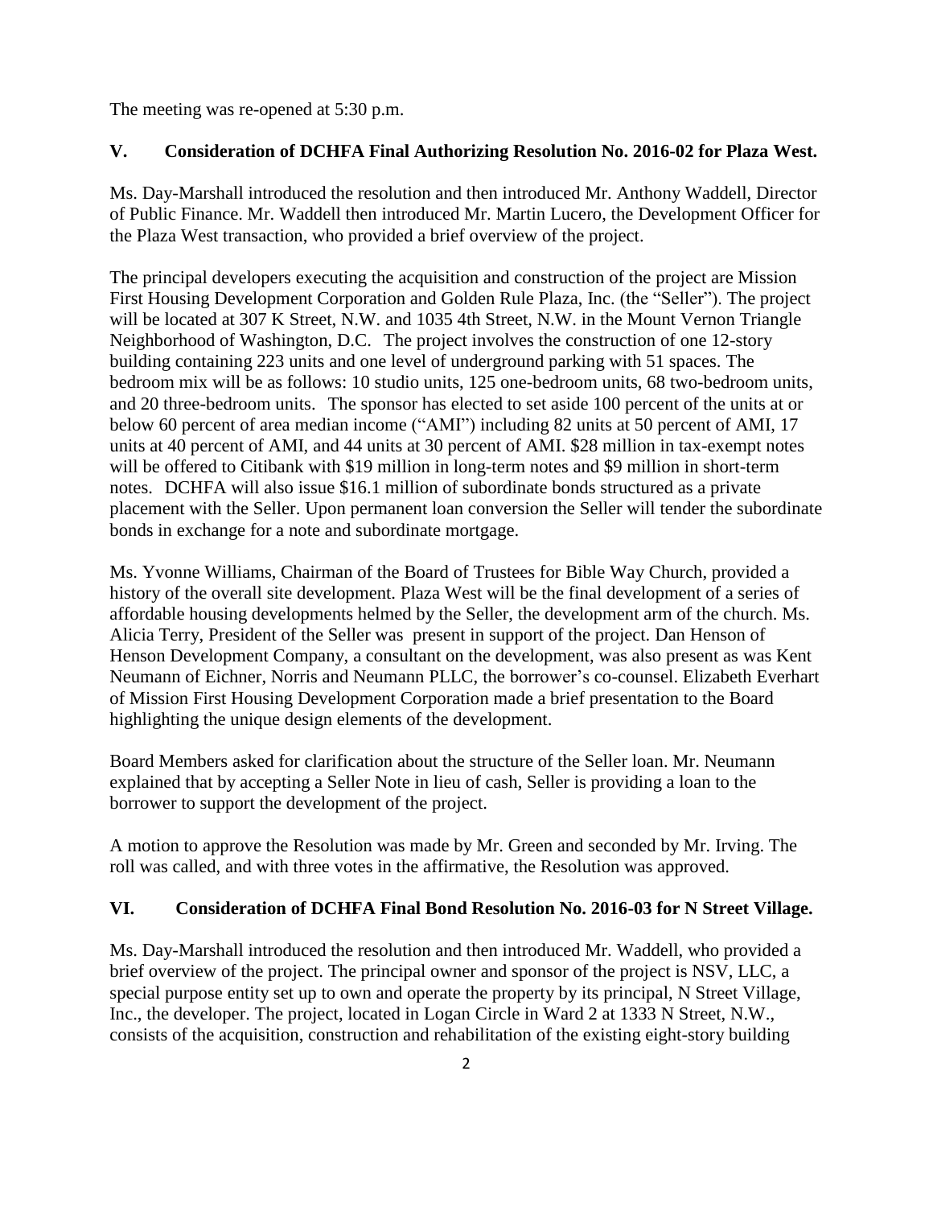The meeting was re-opened at 5:30 p.m.

## V. Consideration of DCHFA Final Authorizing Resolution No. 2016-02 for Plaza West.

Ms. Day-Marshall introduced the resolution and then introduced Mr. Anthony Waddell, Director of Public Finance. Mr. Waddell then introduced Mr. Martin Lucero, the Development Officer for the Plaza West transaction, who provided a brief overview of the project.

The principal developers executing the acquisition and construction of the project are Mission First Housing Development Corporation and Golden Rule Plaza, Inc. (the "Seller"). The project will be located at 307 K Street, N.W. and 1035 4th Street, N.W. in the Mount Vernon Triangle Neighborhood of Washington, D.C. The project involves the construction of one 12-story building containing 223 units and one level of underground parking with 51 spaces. The bedroom mix will be as follows: 10 studio units, 125 one-bedroom units, 68 two-bedroom units, and 20 three-bedroom units. The sponsor has elected to set aside 100 percent of the units at or below 60 percent of area median income ("AMI") including 82 units at 50 percent of AMI, 17 units at 40 percent of AMI, and 44 units at 30 percent of AMI. $28 million in tax-exempt notes will be offered to Citibank with $19 million in long-term notes and $9 million in short-term notes. DCHFA will also issue $16.1 million of subordinate bonds structured as a private placement with the Seller. Upon permanent loan conversion the Seller will tender the subordinate bonds in exchange for a note and subordinate mortgage.

Ms. Yvonne Williams, Chairman of the Board of Trustees for Bible Way Church, provided a history of the overall site development. Plaza West will be the final development of a series of affordable housing developments helmed by the Seller, the development arm of the church. Ms. Alicia Terry, President of the Seller was present in support of the project. Dan Henson of Henson Development Company, a consultant on the development, was also present as was Kent Neumann of Eichner, Norris and Neumann PLLC, the borrower's co-counsel. Elizabeth Everhart of Mission First Housing Development Corporation made a brief presentation to the Board highlighting the unique design elements of the development.

Board Members asked for clarification about the structure of the Seller loan. Mr. Neumann explained that by accepting a Seller Note in lieu of cash, Seller is providing a loan to the borrower to support the development of the project.

A motion to approve the Resolution was made by Mr. Green and seconded by Mr. Irving. The roll was called, and with three votes in the affirmative, the Resolution was approved.

## VI. Consideration of DCHFA Final Bond Resolution No. 2016-03 for N Street Village.

Ms. Day-Marshall introduced the resolution and then introduced Mr. Waddell, who provided a brief overview of the project. The principal owner and sponsor of the project is NSV, LLC, a special purpose entity set up to own and operate the property by its principal, N Street Village, Inc., the developer. The project, located in Logan Circle in Ward 2 at 1333 N Street, N.W., consists of the acquisition, construction and rehabilitation of the existing eight-story building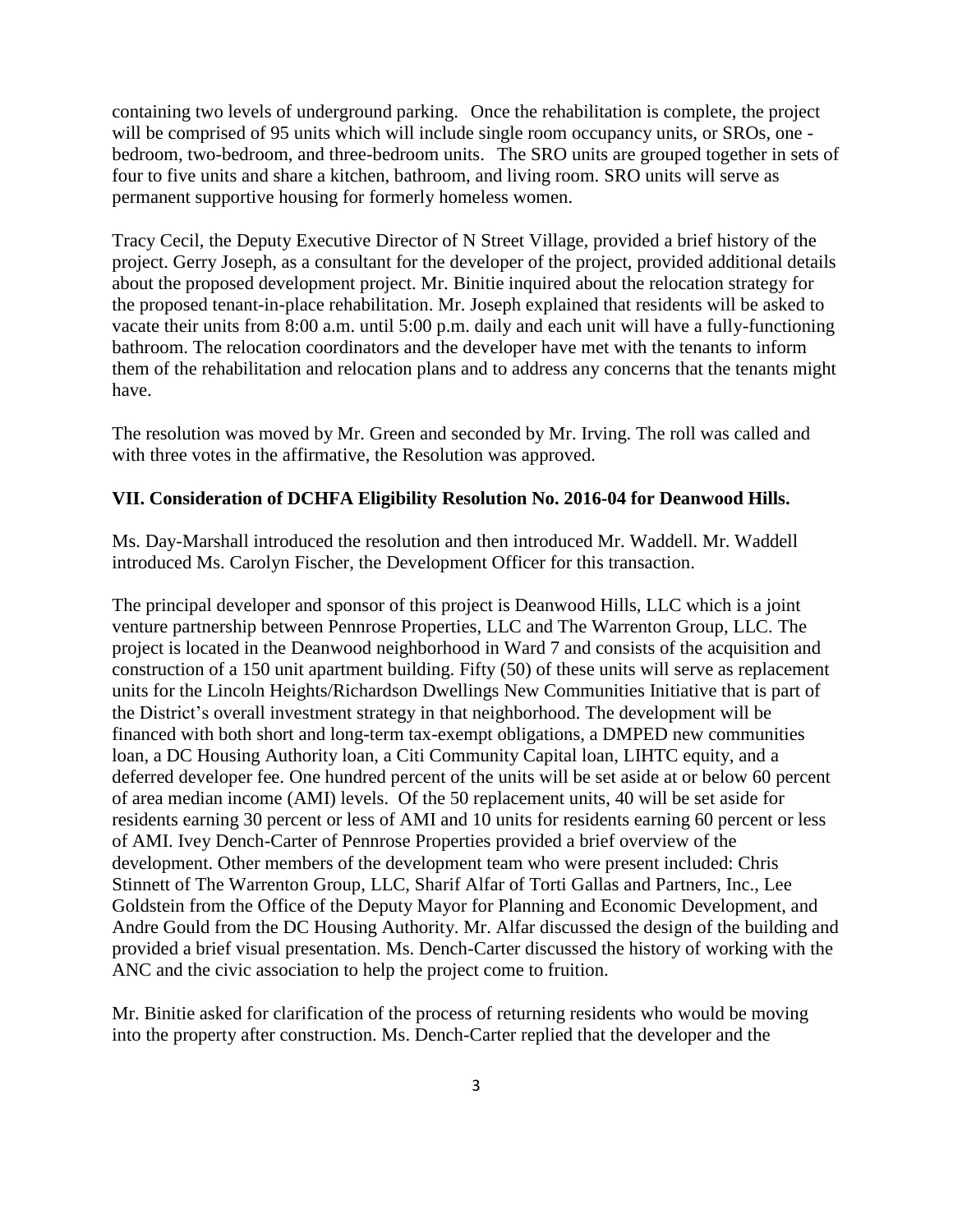containing two levels of underground parking. Once the rehabilitation is complete, the project will be comprised of 95 units which will include single room occupancy units, or SROs, one - bedroom, two-bedroom, and three-bedroom units. The SRO units are grouped together in sets of four to five units and share a kitchen, bathroom, and living room. SRO units will serve as permanent supportive housing for formerly homeless women.

Tracy Cecil, the Deputy Executive Director of N Street Village, provided a brief history of the project. Gerry Joseph, as a consultant for the developer of the project, provided additional details about the proposed development project. Mr. Binitie inquired about the relocation strategy for the proposed tenant-in-place rehabilitation. Mr. Joseph explained that residents will be asked to vacate their units from 8:00 a.m. until 5:00 p.m. daily and each unit will have a fully-functioning bathroom. The relocation coordinators and the developer have met with the tenants to inform them of the rehabilitation and relocation plans and to address any concerns that the tenants might have.

The resolution was moved by Mr. Green and seconded by Mr. Irving. The roll was called and with three votes in the affirmative, the Resolution was approved.

**VII. Consideration of DCHFA Eligibility Resolution No. 2016-04 for Deanwood Hills.**

Ms. Day-Marshall introduced the resolution and then introduced Mr. Waddell. Mr. Waddell introduced Ms. Carolyn Fischer, the Development Officer for this transaction.

The principal developer and sponsor of this project is Deanwood Hills, LLC which is a joint venture partnership between Pennrose Properties, LLC and The Warrenton Group, LLC. The project is located in the Deanwood neighborhood in Ward 7 and consists of the acquisition and construction of a 150 unit apartment building. Fifty (50) of these units will serve as replacement units for the Lincoln Heights/Richardson Dwellings New Communities Initiative that is part of the District's overall investment strategy in that neighborhood. The development will be financed with both short and long-term tax-exempt obligations, a DMPED new communities loan, a DC Housing Authority loan, a Citi Community Capital loan, LIHTC equity, and a deferred developer fee. One hundred percent of the units will be set aside at or below 60 percent of area median income (AMI) levels. Of the 50 replacement units, 40 will be set aside for residents earning 30 percent or less of AMI and 10 units for residents earning 60 percent or less of AMI. Ivey Dench-Carter of Pennrose Properties provided a brief overview of the development. Other members of the development team who were present included: Chris Stinnett of The Warrenton Group, LLC, Sharif Alfar of Torti Gallas and Partners, Inc., Lee Goldstein from the Office of the Deputy Mayor for Planning and Economic Development, and Andre Gould from the DC Housing Authority. Mr. Alfar discussed the design of the building and provided a brief visual presentation. Ms. Dench-Carter discussed the history of working with the ANC and the civic association to help the project come to fruition.

Mr. Binitie asked for clarification of the process of returning residents who would be moving into the property after construction. Ms. Dench-Carter replied that the developer and the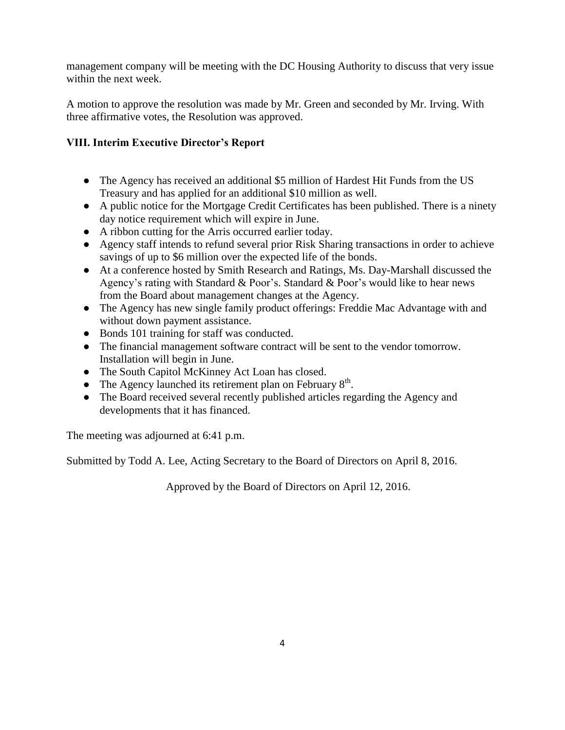management company will be meeting with the DC Housing Authority to discuss that very issue within the next week.

A motion to approve the resolution was made by Mr. Green and seconded by Mr. Irving. With three affirmative votes, the Resolution was approved.

### VIII. Interim Executive Director's Report

- The Agency has received an additional $5 million of Hardest Hit Funds from the US Treasury and has applied for an additional $10 million as well.
- A public notice for the Mortgage Credit Certificates has been published. There is a ninety day notice requirement which will expire in June.
- A ribbon cutting for the Arris occurred earlier today.
- Agency staff intends to refund several prior Risk Sharing transactions in order to achieve savings of up to $6 million over the expected life of the bonds.
- At a conference hosted by Smith Research and Ratings, Ms. Day-Marshall discussed the Agency's rating with Standard & Poor's. Standard & Poor's would like to hear news from the Board about management changes at the Agency.
- The Agency has new single family product offerings: Freddie Mac Advantage with and without down payment assistance.
- Bonds 101 training for staff was conducted.
- The financial management software contract will be sent to the vendor tomorrow. Installation will begin in June.
- The South Capitol McKinney Act Loan has closed.
- The Agency launched its retirement plan on February 8th.
- The Board received several recently published articles regarding the Agency and developments that it has financed.

The meeting was adjourned at 6:41 p.m.

Submitted by Todd A. Lee, Acting Secretary to the Board of Directors on April 8, 2016.

Approved by the Board of Directors on April 12, 2016.